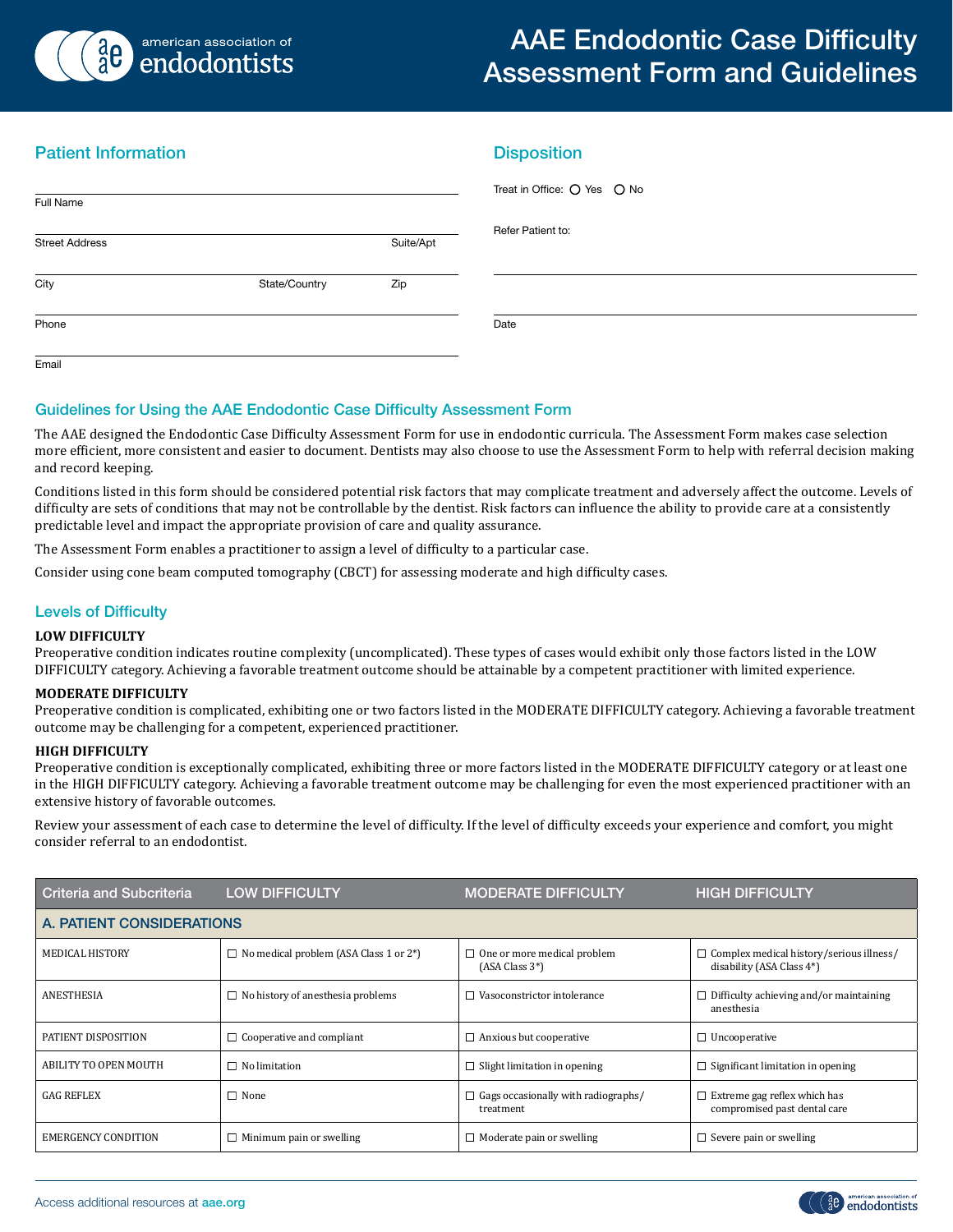# AAE Endodontic Case Difficulty Assessment Form and Guidelines

## Patient Information

Full Name

Street Address | Suite/Apt

City | State/Country | Zip

Phone

Email

## Disposition

Treat in Office: ○ Yes ○ No

Refer Patient to:

Date

## Guidelines for Using the AAE Endodontic Case Difficulty Assessment Form

The AAE designed the Endodontic Case Difficulty Assessment Form for use in endodontic curricula. The Assessment Form makes case selection more efficient, more consistent and easier to document. Dentists may also choose to use the Assessment Form to help with referral decision making and record keeping.

Conditions listed in this form should be considered potential risk factors that may complicate treatment and adversely affect the outcome. Levels of difficulty are sets of conditions that may not be controllable by the dentist. Risk factors can influence the ability to provide care at a consistently predictable level and impact the appropriate provision of care and quality assurance.

The Assessment Form enables a practitioner to assign a level of difficulty to a particular case.

Consider using cone beam computed tomography (CBCT) for assessing moderate and high difficulty cases.

## Levels of Difficulty

**LOW DIFFICULTY**
Preoperative condition indicates routine complexity (uncomplicated). These types of cases would exhibit only those factors listed in the LOW DIFFICULTY category. Achieving a favorable treatment outcome should be attainable by a competent practitioner with limited experience.

**MODERATE DIFFICULTY**
Preoperative condition is complicated, exhibiting one or two factors listed in the MODERATE DIFFICULTY category. Achieving a favorable treatment outcome may be challenging for a competent, experienced practitioner.

**HIGH DIFFICULTY**
Preoperative condition is exceptionally complicated, exhibiting three or more factors listed in the MODERATE DIFFICULTY category or at least one in the HIGH DIFFICULTY category. Achieving a favorable treatment outcome may be challenging for even the most experienced practitioner with an extensive history of favorable outcomes.

Review your assessment of each case to determine the level of difficulty. If the level of difficulty exceeds your experience and comfort, you might consider referral to an endodontist.

| Criteria and Subcriteria | LOW DIFFICULTY | MODERATE DIFFICULTY | HIGH DIFFICULTY |
|---|---|---|---|
| **A. PATIENT CONSIDERATIONS** | | | |
| MEDICAL HISTORY | ☐ No medical problem (ASA Class 1 or 2*) | ☐ One or more medical problem (ASA Class 3*) | ☐ Complex medical history/serious illness/ disability (ASA Class 4*) |
| ANESTHESIA | ☐ No history of anesthesia problems | ☐ Vasoconstrictor intolerance | ☐ Difficulty achieving and/or maintaining anesthesia |
| PATIENT DISPOSITION | ☐ Cooperative and compliant | ☐ Anxious but cooperative | ☐ Uncooperative |
| ABILITY TO OPEN MOUTH | ☐ No limitation | ☐ Slight limitation in opening | ☐ Significant limitation in opening |
| GAG REFLEX | ☐ None | ☐ Gags occasionally with radiographs/ treatment | ☐ Extreme gag reflex which has compromised past dental care |
| EMERGENCY CONDITION | ☐ Minimum pain or swelling | ☐ Moderate pain or swelling | ☐ Severe pain or swelling |

Access additional resources at aae.org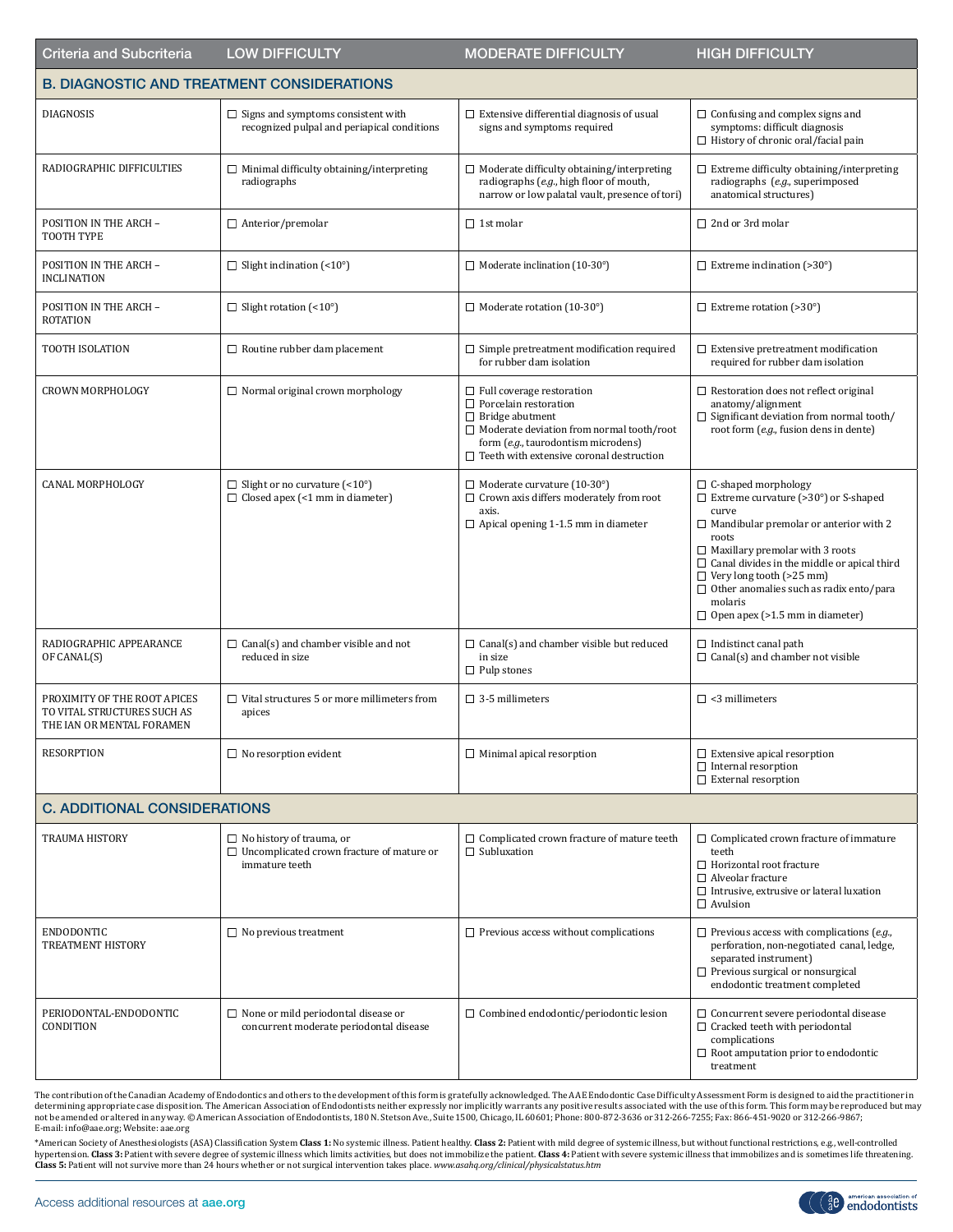| Criteria and Subcriteria | LOW DIFFICULTY | MODERATE DIFFICULTY | HIGH DIFFICULTY |
|---|---|---|---|
| **B. DIAGNOSTIC AND TREATMENT CONSIDERATIONS** | | | |
| DIAGNOSIS | ☐ Signs and symptoms consistent with recognized pulpal and periapical conditions | ☐ Extensive differential diagnosis of usual signs and symptoms required | ☐ Confusing and complex signs and symptoms: difficult diagnosis<br>☐ History of chronic oral/facial pain |
| RADIOGRAPHIC DIFFICULTIES | ☐ Minimal difficulty obtaining/interpreting radiographs | ☐ Moderate difficulty obtaining/interpreting radiographs (*e.g.*, high floor of mouth, narrow or low palatal vault, presence of tori) | ☐ Extreme difficulty obtaining/interpreting radiographs (*e.g.*, superimposed anatomical structures) |
| POSITION IN THE ARCH – TOOTH TYPE | ☐ Anterior/premolar | ☐ 1st molar | ☐ 2nd or 3rd molar |
| POSITION IN THE ARCH – INCLINATION | ☐ Slight inclination (<10°) | ☐ Moderate inclination (10-30°) | ☐ Extreme inclination (>30°) |
| POSITION IN THE ARCH – ROTATION | ☐ Slight rotation (<10°) | ☐ Moderate rotation (10-30°) | ☐ Extreme rotation (>30°) |
| TOOTH ISOLATION | ☐ Routine rubber dam placement | ☐ Simple pretreatment modification required for rubber dam isolation | ☐ Extensive pretreatment modification required for rubber dam isolation |
| CROWN MORPHOLOGY | ☐ Normal original crown morphology | ☐ Full coverage restoration<br>☐ Porcelain restoration<br>☐ Bridge abutment<br>☐ Moderate deviation from normal tooth/root form (*e.g.*, taurodontism microdens)<br>☐ Teeth with extensive coronal destruction | ☐ Restoration does not reflect original anatomy/alignment<br>☐ Significant deviation from normal tooth/root form (*e.g.*, fusion dens in dente) |
| CANAL MORPHOLOGY | ☐ Slight or no curvature (<10°)<br>☐ Closed apex (<1 mm in diameter) | ☐ Moderate curvature (10-30°)<br>☐ Crown axis differs moderately from root axis.<br>☐ Apical opening 1-1.5 mm in diameter | ☐ C-shaped morphology<br>☐ Extreme curvature (>30°) or S-shaped curve<br>☐ Mandibular premolar or anterior with 2 roots<br>☐ Maxillary premolar with 3 roots<br>☐ Canal divides in the middle or apical third<br>☐ Very long tooth (>25 mm)<br>☐ Other anomalies such as radix ento/para molaris<br>☐ Open apex (>1.5 mm in diameter) |
| RADIOGRAPHIC APPEARANCE OF CANAL(S) | ☐ Canal(s) and chamber visible and not reduced in size | ☐ Canal(s) and chamber visible but reduced in size<br>☐ Pulp stones | ☐ Indistinct canal path<br>☐ Canal(s) and chamber not visible |
| PROXIMITY OF THE ROOT APICES TO VITAL STRUCTURES SUCH AS THE IAN OR MENTAL FORAMEN | ☐ Vital structures 5 or more millimeters from apices | ☐ 3-5 millimeters | ☐ <3 millimeters |
| RESORPTION | ☐ No resorption evident | ☐ Minimal apical resorption | ☐ Extensive apical resorption<br>☐ Internal resorption<br>☐ External resorption |
| **C. ADDITIONAL CONSIDERATIONS** | | | |
| TRAUMA HISTORY | ☐ No history of trauma, or<br>☐ Uncomplicated crown fracture of mature or immature teeth | ☐ Complicated crown fracture of mature teeth<br>☐ Subluxation | ☐ Complicated crown fracture of immature teeth<br>☐ Horizontal root fracture<br>☐ Alveolar fracture<br>☐ Intrusive, extrusive or lateral luxation<br>☐ Avulsion |
| ENDODONTIC TREATMENT HISTORY | ☐ No previous treatment | ☐ Previous access without complications | ☐ Previous access with complications (*e.g.*, perforation, non-negotiated canal, ledge, separated instrument)<br>☐ Previous surgical or nonsurgical endodontic treatment completed |
| PERIODONTAL-ENDODONTIC CONDITION | ☐ None or mild periodontal disease or concurrent moderate periodontal disease | ☐ Combined endodontic/periodontic lesion | ☐ Concurrent severe periodontal disease<br>☐ Cracked teeth with periodontal complications<br>☐ Root amputation prior to endodontic treatment |

The contribution of the Canadian Academy of Endodontics and others to the development of this form is gratefully acknowledged. The AAE Endodontic Case Difficulty Assessment Form is designed to aid the practitioner in determining appropriate case disposition. The American Association of Endodontists neither expressly nor implicitly warrants any positive results associated with the use of this form. This form may be reproduced but may not be amended or altered in any way. © American Association of Endodontists, 180 N. Stetson Ave., Suite 1500, Chicago, IL 60601; Phone: 800-872-3636 or 312-266-7255; Fax: 866-451-9020 or 312-266-9867; E-mail: info@aae.org; Website: aae.org

*American Society of Anesthesiologists (ASA) Classification System **Class 1:** No systemic illness. Patient healthy. **Class 2:** Patient with mild degree of systemic illness, but without functional restrictions, e.g., well-controlled hypertension. **Class 3:** Patient with severe degree of systemic illness which limits activities, but does not immobilize the patient. **Class 4:** Patient with severe systemic illness that immobilizes and is sometimes life threatening. **Class 5:** Patient will not survive more than 24 hours whether or not surgical intervention takes place. *www.asahq.org/clinical/physicalstatus.htm*

Access additional resources at aae.org

american association of endodontists